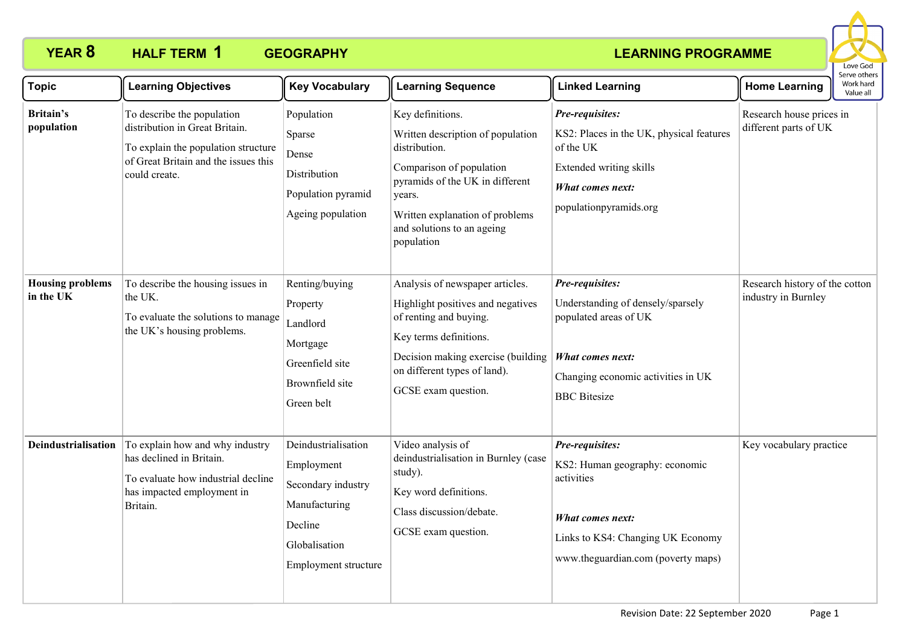# YEAR 8 HALF TERM 1 GEOGRAPHY LEARNING PROGRAMME

Love God
Serve others
Work hard
Value all

| Topic | Learning Objectives | Key Vocabulary | Learning Sequence | Linked Learning | Home Learning |
|---|---|---|---|---|---|
| **Britain's population** | To describe the population distribution in Great Britain.<br>To explain the population structure of Great Britain and the issues this could create. | Population<br>Sparse<br>Dense<br>Distribution<br>Population pyramid<br>Ageing population | Key definitions.<br>Written description of population distribution.<br>Comparison of population pyramids of the UK in different years.<br>Written explanation of problems and solutions to an ageing population | ***Pre-requisites:***<br>KS2: Places in the UK, physical features of the UK<br>Extended writing skills<br>***What comes next:***<br>populationpyramids.org | Research house prices in different parts of UK |
| **Housing problems in the UK** | To describe the housing issues in the UK.<br>To evaluate the solutions to manage the UK's housing problems. | Renting/buying<br>Property<br>Landlord<br>Mortgage<br>Greenfield site<br>Brownfield site<br>Green belt | Analysis of newspaper articles.<br>Highlight positives and negatives of renting and buying.<br>Key terms definitions.<br>Decision making exercise (building on different types of land).<br>GCSE exam question. | ***Pre-requisites:***<br>Understanding of densely/sparsely populated areas of UK<br>***What comes next:***<br>Changing economic activities in UK<br>BBC Bitesize | Research history of the cotton industry in Burnley |
| **Deindustrialisation** | To explain how and why industry has declined in Britain.<br>To evaluate how industrial decline has impacted employment in Britain. | Deindustrialisation<br>Employment<br>Secondary industry<br>Manufacturing<br>Decline<br>Globalisation<br>Employment structure | Video analysis of deindustrialisation in Burnley (case study).<br>Key word definitions.<br>Class discussion/debate.<br>GCSE exam question. | ***Pre-requisites:***<br>KS2: Human geography: economic activities<br>***What comes next:***<br>Links to KS4: Changing UK Economy<br>www.theguardian.com (poverty maps) | Key vocabulary practice |

Revision Date: 22 September 2020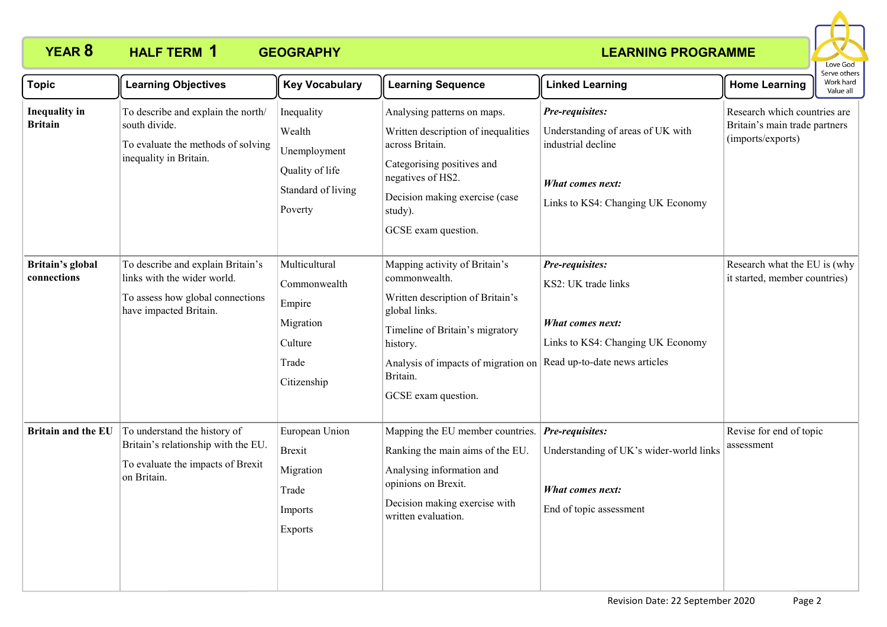# YEAR 8 HALF TERM 1 GEOGRAPHY LEARNING PROGRAMME

Love God
Serve others
Work hard
Value all

| Topic | Learning Objectives | Key Vocabulary | Learning Sequence | Linked Learning | Home Learning |
|---|---|---|---|---|---|
| **Inequality in Britain** | To describe and explain the north/ south divide.<br><br>To evaluate the methods of solving inequality in Britain. | Inequality<br>Wealth<br>Unemployment<br>Quality of life<br>Standard of living<br>Poverty | Analysing patterns on maps.<br><br>Written description of inequalities across Britain.<br><br>Categorising positives and negatives of HS2.<br><br>Decision making exercise (case study).<br><br>GCSE exam question. | ***Pre-requisites:***<br>Understanding of areas of UK with industrial decline<br><br>***What comes next:***<br>Links to KS4: Changing UK Economy | Research which countries are Britain's main trade partners (imports/exports) |
| **Britain's global connections** | To describe and explain Britain's links with the wider world.<br><br>To assess how global connections have impacted Britain. | Multicultural<br>Commonwealth<br>Empire<br>Migration<br>Culture<br>Trade<br>Citizenship | Mapping activity of Britain's commonwealth.<br><br>Written description of Britain's global links.<br><br>Timeline of Britain's migratory history.<br><br>Analysis of impacts of migration on Britain.<br><br>GCSE exam question. | ***Pre-requisites:***<br>KS2: UK trade links<br><br>***What comes next:***<br>Links to KS4: Changing UK Economy<br>Read up-to-date news articles | Research what the EU is (why it started, member countries) |
| **Britain and the EU** | To understand the history of Britain's relationship with the EU.<br><br>To evaluate the impacts of Brexit on Britain. | European Union<br>Brexit<br>Migration<br>Trade<br>Imports<br>Exports | Mapping the EU member countries.<br><br>Ranking the main aims of the EU.<br><br>Analysing information and opinions on Brexit.<br><br>Decision making exercise with written evaluation. | ***Pre-requisites:***<br>Understanding of UK's wider-world links<br><br>***What comes next:***<br>End of topic assessment | Revise for end of topic assessment |

Revision Date: 22 September 2020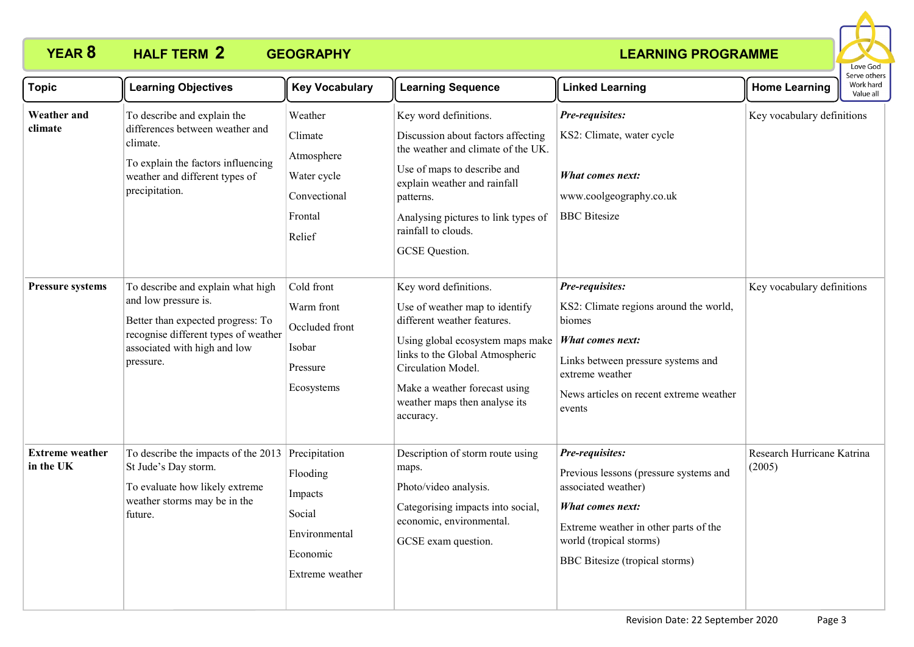# YEAR 8 HALF TERM 2 GEOGRAPHY LEARNING PROGRAMME

Love God Serve others Work hard Value all

| Topic | Learning Objectives | Key Vocabulary | Learning Sequence | Linked Learning | Home Learning |
|---|---|---|---|---|---|
| **Weather and climate** | To describe and explain the differences between weather and climate.<br>To explain the factors influencing weather and different types of precipitation. | Weather<br>Climate<br>Atmosphere<br>Water cycle<br>Convectional<br>Frontal<br>Relief | Key word definitions.<br>Discussion about factors affecting the weather and climate of the UK.<br>Use of maps to describe and explain weather and rainfall patterns.<br>Analysing pictures to link types of rainfall to clouds.<br>GCSE Question. | ***Pre-requisites:***<br>KS2: Climate, water cycle<br>***What comes next:***<br>www.coolgeography.co.uk<br>BBC Bitesize | Key vocabulary definitions |
| **Pressure systems** | To describe and explain what high and low pressure is.<br>Better than expected progress: To recognise different types of weather associated with high and low pressure. | Cold front<br>Warm front<br>Occluded front<br>Isobar<br>Pressure<br>Ecosystems | Key word definitions.<br>Use of weather map to identify different weather features.<br>Using global ecosystem maps make links to the Global Atmospheric Circulation Model.<br>Make a weather forecast using weather maps then analyse its accuracy. | ***Pre-requisites:***<br>KS2: Climate regions around the world, biomes<br>***What comes next:***<br>Links between pressure systems and extreme weather<br>News articles on recent extreme weather events | Key vocabulary definitions |
| **Extreme weather in the UK** | To describe the impacts of the 2013 St Jude's Day storm.<br>To evaluate how likely extreme weather storms may be in the future. | Precipitation<br>Flooding<br>Impacts<br>Social<br>Environmental<br>Economic<br>Extreme weather | Description of storm route using maps.<br>Photo/video analysis.<br>Categorising impacts into social, economic, environmental.<br>GCSE exam question. | ***Pre-requisites:***<br>Previous lessons (pressure systems and associated weather)<br>***What comes next:***<br>Extreme weather in other parts of the world (tropical storms)<br>BBC Bitesize (tropical storms) | Research Hurricane Katrina (2005) |

Revision Date: 22 September 2020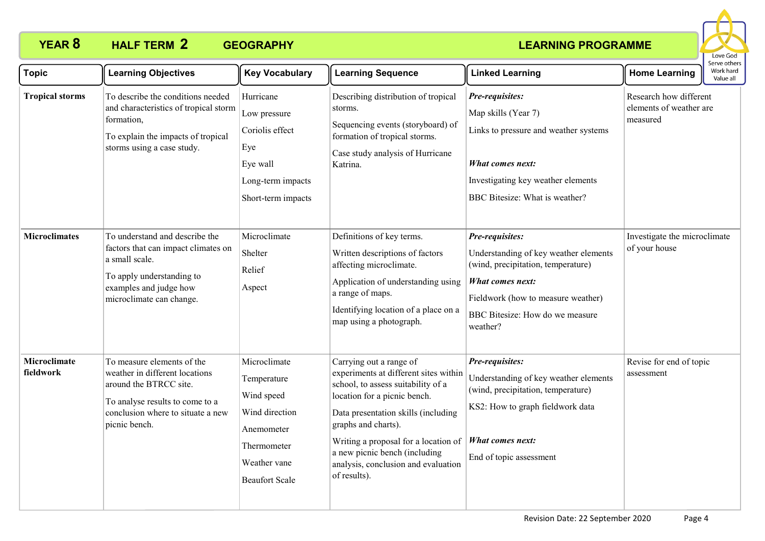# YEAR 8 HALF TERM 2 GEOGRAPHY LEARNING PROGRAMME

Love God
Serve others
Work hard
Value all

| Topic | Learning Objectives | Key Vocabulary | Learning Sequence | Linked Learning | Home Learning |
|---|---|---|---|---|---|
| **Tropical storms** | To describe the conditions needed and characteristics of tropical storm formation,<br><br>To explain the impacts of tropical storms using a case study. | Hurricane<br>Low pressure<br>Coriolis effect<br>Eye<br>Eye wall<br>Long-term impacts<br>Short-term impacts | Describing distribution of tropical storms.<br><br>Sequencing events (storyboard) of formation of tropical storms.<br><br>Case study analysis of Hurricane Katrina. | ***Pre-requisites:***<br>Map skills (Year 7)<br>Links to pressure and weather systems<br><br>***What comes next:***<br>Investigating key weather elements<br>BBC Bitesize: What is weather? | Research how different elements of weather are measured |
| **Microclimates** | To understand and describe the factors that can impact climates on a small scale.<br><br>To apply understanding to examples and judge how microclimate can change. | Microclimate<br>Shelter<br>Relief<br>Aspect | Definitions of key terms.<br><br>Written descriptions of factors affecting microclimate.<br><br>Application of understanding using a range of maps.<br><br>Identifying location of a place on a map using a photograph. | ***Pre-requisites:***<br>Understanding of key weather elements (wind, precipitation, temperature)<br><br>***What comes next:***<br>Fieldwork (how to measure weather)<br>BBC Bitesize: How do we measure weather? | Investigate the microclimate of your house |
| **Microclimate fieldwork** | To measure elements of the weather in different locations around the BTRCC site.<br><br>To analyse results to come to a conclusion where to situate a new picnic bench. | Microclimate<br>Temperature<br>Wind speed<br>Wind direction<br>Anemometer<br>Thermometer<br>Weather vane<br>Beaufort Scale | Carrying out a range of experiments at different sites within school, to assess suitability of a location for a picnic bench.<br><br>Data presentation skills (including graphs and charts).<br><br>Writing a proposal for a location of a new picnic bench (including analysis, conclusion and evaluation of results). | ***Pre-requisites:***<br>Understanding of key weather elements (wind, precipitation, temperature)<br>KS2: How to graph fieldwork data<br><br>***What comes next:***<br>End of topic assessment | Revise for end of topic assessment |

Revision Date: 22 September 2020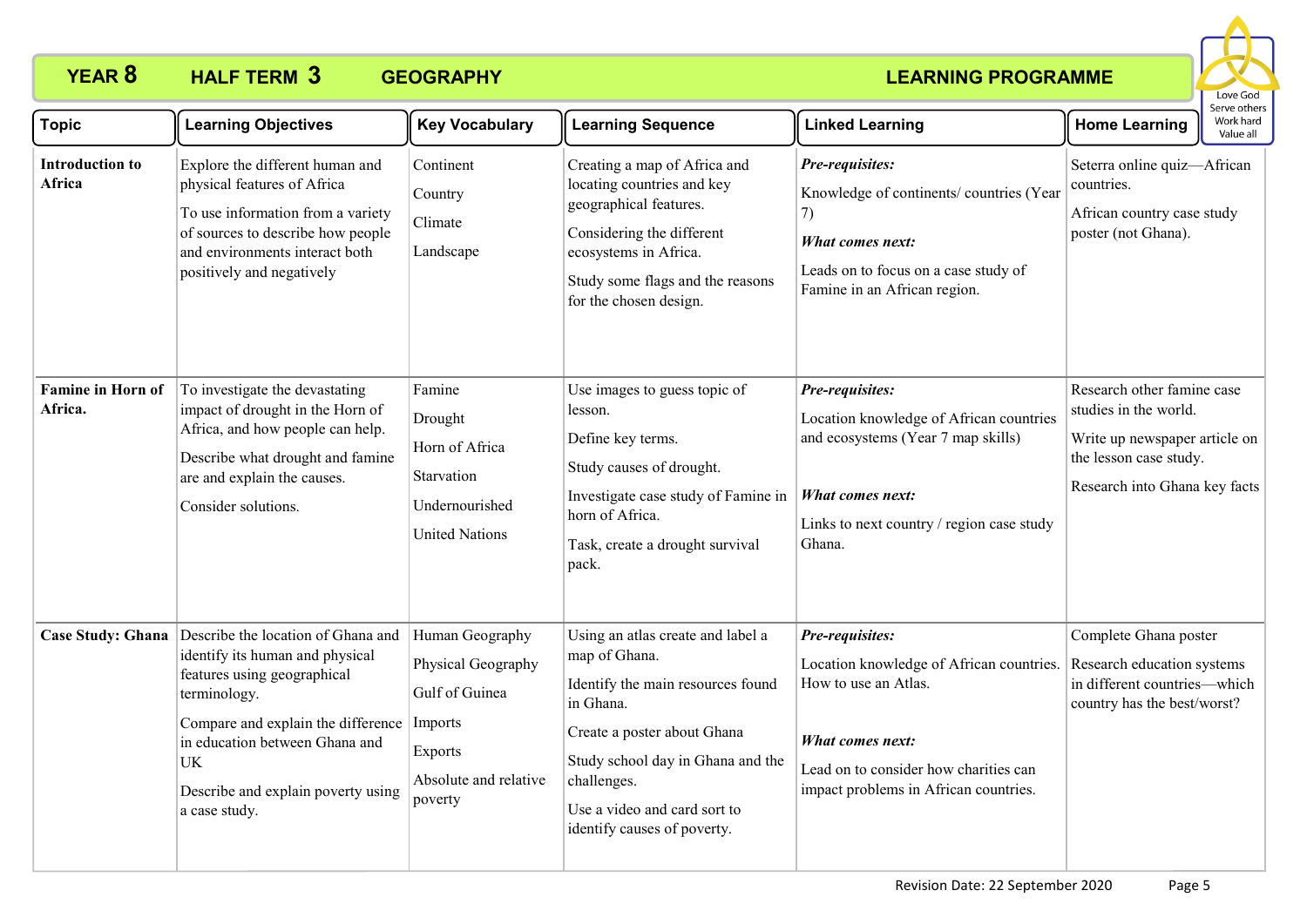# YEAR 8 HALF TERM 3 GEOGRAPHY LEARNING PROGRAMME

Love God
Serve others
Work hard
Value all

| Topic | Learning Objectives | Key Vocabulary | Learning Sequence | Linked Learning | Home Learning |
|---|---|---|---|---|---|
| **Introduction to Africa** | Explore the different human and physical features of Africa<br><br>To use information from a variety of sources to describe how people and environments interact both positively and negatively | Continent<br><br>Country<br><br>Climate<br><br>Landscape | Creating a map of Africa and locating countries and key geographical features.<br><br>Considering the different ecosystems in Africa.<br><br>Study some flags and the reasons for the chosen design. | ***Pre-requisites:***<br><br>Knowledge of continents/ countries (Year 7)<br><br>***What comes next:***<br><br>Leads on to focus on a case study of Famine in an African region. | Seterra online quiz—African countries.<br><br>African country case study poster (not Ghana). |
| **Famine in Horn of Africa.** | To investigate the devastating impact of drought in the Horn of Africa, and how people can help.<br><br>Describe what drought and famine are and explain the causes.<br><br>Consider solutions. | Famine<br><br>Drought<br><br>Horn of Africa<br><br>Starvation<br><br>Undernourished<br><br>United Nations | Use images to guess topic of lesson.<br><br>Define key terms.<br><br>Study causes of drought.<br><br>Investigate case study of Famine in horn of Africa.<br><br>Task, create a drought survival pack. | ***Pre-requisites:***<br><br>Location knowledge of African countries and ecosystems (Year 7 map skills)<br><br>***What comes next:***<br><br>Links to next country / region case study Ghana. | Research other famine case studies in the world.<br><br>Write up newspaper article on the lesson case study.<br><br>Research into Ghana key facts |
| **Case Study: Ghana** | Describe the location of Ghana and identify its human and physical features using geographical terminology.<br><br>Compare and explain the difference in education between Ghana and UK<br><br>Describe and explain poverty using a case study. | Human Geography<br><br>Physical Geography<br><br>Gulf of Guinea<br><br>Imports<br><br>Exports<br><br>Absolute and relative poverty | Using an atlas create and label a map of Ghana.<br><br>Identify the main resources found in Ghana.<br><br>Create a poster about Ghana<br><br>Study school day in Ghana and the challenges.<br><br>Use a video and card sort to identify causes of poverty. | ***Pre-requisites:***<br><br>Location knowledge of African countries. How to use an Atlas.<br><br>***What comes next:***<br><br>Lead on to consider how charities can impact problems in African countries. | Complete Ghana poster<br><br>Research education systems in different countries—which country has the best/worst? |

Revision Date: 22 September 2020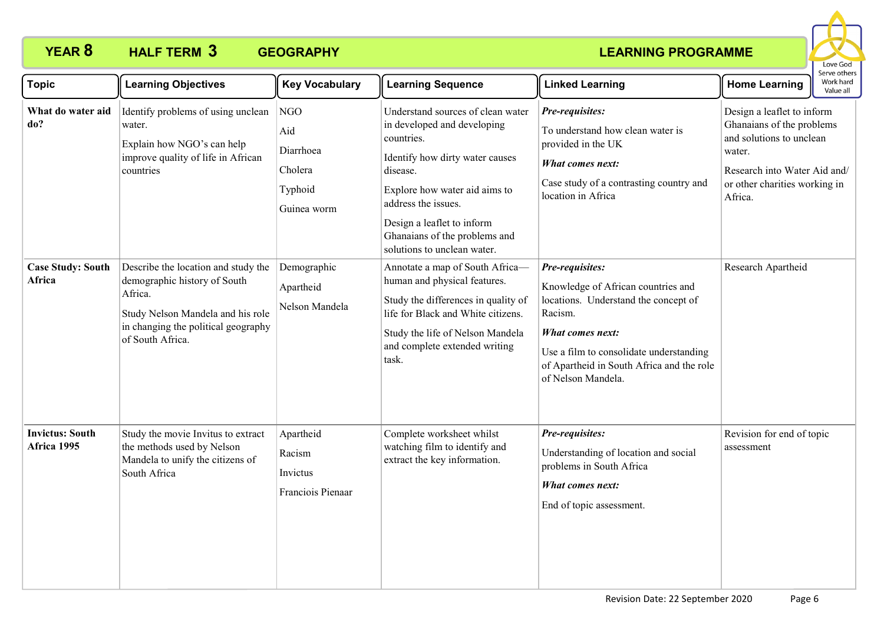# YEAR 8 HALF TERM 3 GEOGRAPHY LEARNING PROGRAMME

Love God
Serve others
Work hard
Value all

| Topic | Learning Objectives | Key Vocabulary | Learning Sequence | Linked Learning | Home Learning |
|---|---|---|---|---|---|
| **What do water aid do?** | Identify problems of using unclean water.<br>Explain how NGO's can help improve quality of life in African countries | NGO<br>Aid<br>Diarrhoea<br>Cholera<br>Typhoid<br>Guinea worm | Understand sources of clean water in developed and developing countries.<br>Identify how dirty water causes disease.<br>Explore how water aid aims to address the issues.<br>Design a leaflet to inform Ghanaians of the problems and solutions to unclean water. | ***Pre-requisites:***<br>To understand how clean water is provided in the UK<br>***What comes next:***<br>Case study of a contrasting country and location in Africa | Design a leaflet to inform Ghanaians of the problems and solutions to unclean water.<br>Research into Water Aid and/ or other charities working in Africa. |
| **Case Study: South Africa** | Describe the location and study the demographic history of South Africa.<br>Study Nelson Mandela and his role in changing the political geography of South Africa. | Demographic<br>Apartheid<br>Nelson Mandela | Annotate a map of South Africa—human and physical features.<br>Study the differences in quality of life for Black and White citizens.<br>Study the life of Nelson Mandela and complete extended writing task. | ***Pre-requisites:***<br>Knowledge of African countries and locations. Understand the concept of Racism.<br>***What comes next:***<br>Use a film to consolidate understanding of Apartheid in South Africa and the role of Nelson Mandela. | Research Apartheid |
| **Invictus: South Africa 1995** | Study the movie Invitus to extract the methods used by Nelson Mandela to unify the citizens of South Africa | Apartheid<br>Racism<br>Invictus<br>Franciois Pienaar | Complete worksheet whilst watching film to identify and extract the key information. | ***Pre-requisites:***<br>Understanding of location and social problems in South Africa<br>***What comes next:***<br>End of topic assessment. | Revision for end of topic assessment |

Revision Date: 22 September 2020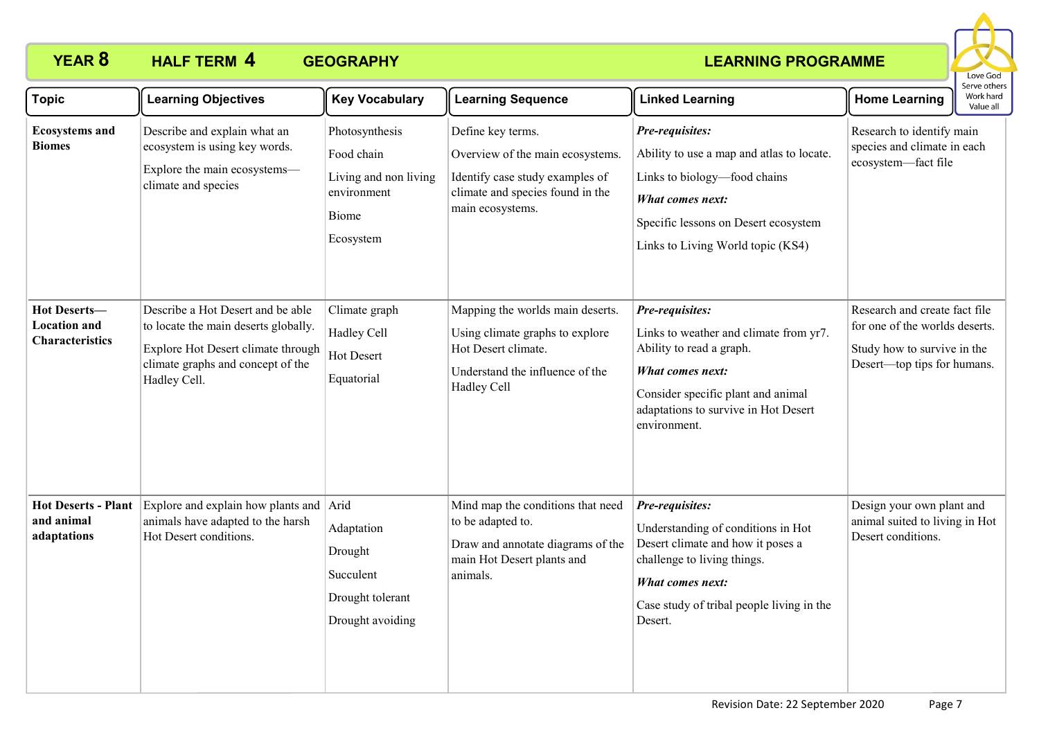# YEAR 8 HALF TERM 4 GEOGRAPHY LEARNING PROGRAMME

Love God
Serve others
Work hard
Value all

| Topic | Learning Objectives | Key Vocabulary | Learning Sequence | Linked Learning | Home Learning |
|---|---|---|---|---|---|
| **Ecosystems and Biomes** | Describe and explain what an ecosystem is using key words.<br><br>Explore the main ecosystems—climate and species | Photosynthesis<br><br>Food chain<br><br>Living and non living environment<br><br>Biome<br><br>Ecosystem | Define key terms.<br><br>Overview of the main ecosystems.<br><br>Identify case study examples of climate and species found in the main ecosystems. | ***Pre-requisites:***<br><br>Ability to use a map and atlas to locate.<br><br>Links to biology—food chains<br><br>***What comes next:***<br><br>Specific lessons on Desert ecosystem<br><br>Links to Living World topic (KS4) | Research to identify main species and climate in each ecosystem—fact file |
| **Hot Deserts—Location and Characteristics** | Describe a Hot Desert and be able to locate the main deserts globally.<br><br>Explore Hot Desert climate through climate graphs and concept of the Hadley Cell. | Climate graph<br><br>Hadley Cell<br><br>Hot Desert<br><br>Equatorial | Mapping the worlds main deserts.<br><br>Using climate graphs to explore Hot Desert climate.<br><br>Understand the influence of the Hadley Cell | ***Pre-requisites:***<br><br>Links to weather and climate from yr7. Ability to read a graph.<br><br>***What comes next:***<br><br>Consider specific plant and animal adaptations to survive in Hot Desert environment. | Research and create fact file for one of the worlds deserts.<br><br>Study how to survive in the Desert—top tips for humans. |
| **Hot Deserts - Plant and animal adaptations** | Explore and explain how plants and animals have adapted to the harsh Hot Desert conditions. | Arid<br><br>Adaptation<br><br>Drought<br><br>Succulent<br><br>Drought tolerant<br><br>Drought avoiding | Mind map the conditions that need to be adapted to.<br><br>Draw and annotate diagrams of the main Hot Desert plants and animals. | ***Pre-requisites:***<br><br>Understanding of conditions in Hot Desert climate and how it poses a challenge to living things.<br><br>***What comes next:***<br><br>Case study of tribal people living in the Desert. | Design your own plant and animal suited to living in Hot Desert conditions. |

Revision Date: 22 September 2020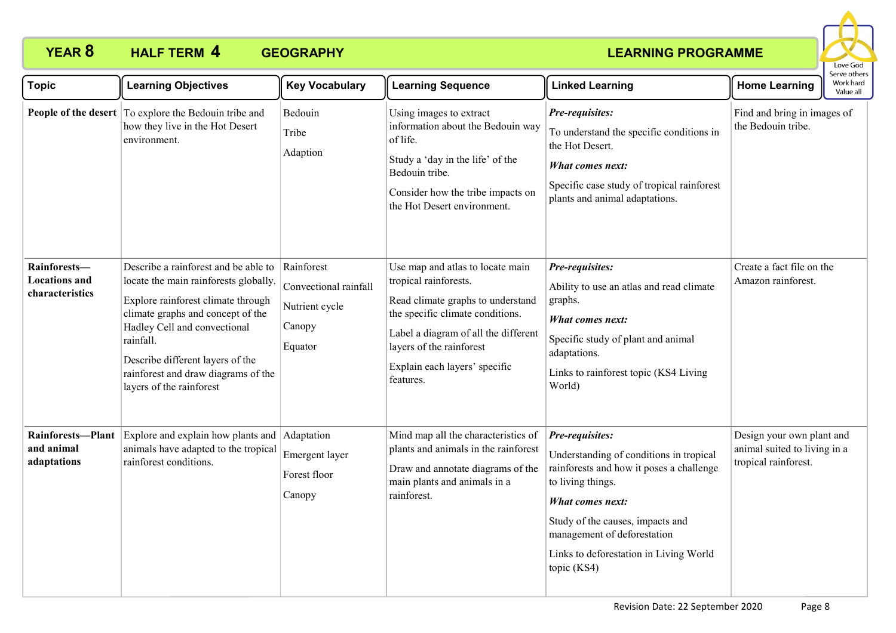# YEAR 8 HALF TERM 4 GEOGRAPHY LEARNING PROGRAMME

Love God
Serve others
Work hard
Value all

| Topic | Learning Objectives | Key Vocabulary | Learning Sequence | Linked Learning | Home Learning |
|---|---|---|---|---|---|
| **People of the desert** | To explore the Bedouin tribe and how they live in the Hot Desert environment. | Bedouin<br>Tribe<br>Adaption | Using images to extract information about the Bedouin way of life.<br>Study a 'day in the life' of the Bedouin tribe.<br>Consider how the tribe impacts on the Hot Desert environment. | ***Pre-requisites:***<br>To understand the specific conditions in the Hot Desert.<br>***What comes next:***<br>Specific case study of tropical rainforest plants and animal adaptations. | Find and bring in images of the Bedouin tribe. |
| **Rainforests—Locations and characteristics** | Describe a rainforest and be able to locate the main rainforests globally.<br>Explore rainforest climate through climate graphs and concept of the Hadley Cell and convectional rainfall.<br>Describe different layers of the rainforest and draw diagrams of the layers of the rainforest | Rainforest<br>Convectional rainfall<br>Nutrient cycle<br>Canopy<br>Equator | Use map and atlas to locate main tropical rainforests.<br>Read climate graphs to understand the specific climate conditions.<br>Label a diagram of all the different layers of the rainforest<br>Explain each layers' specific features. | ***Pre-requisites:***<br>Ability to use an atlas and read climate graphs.<br>***What comes next:***<br>Specific study of plant and animal adaptations.<br>Links to rainforest topic (KS4 Living World) | Create a fact file on the Amazon rainforest. |
| **Rainforests—Plant and animal adaptations** | Explore and explain how plants and animals have adapted to the tropical rainforest conditions. | Adaptation<br>Emergent layer<br>Forest floor<br>Canopy | Mind map all the characteristics of plants and animals in the rainforest<br>Draw and annotate diagrams of the main plants and animals in a rainforest. | ***Pre-requisites:***<br>Understanding of conditions in tropical rainforests and how it poses a challenge to living things.<br>***What comes next:***<br>Study of the causes, impacts and management of deforestation<br>Links to deforestation in Living World topic (KS4) | Design your own plant and animal suited to living in a tropical rainforest. |

Revision Date: 22 September 2020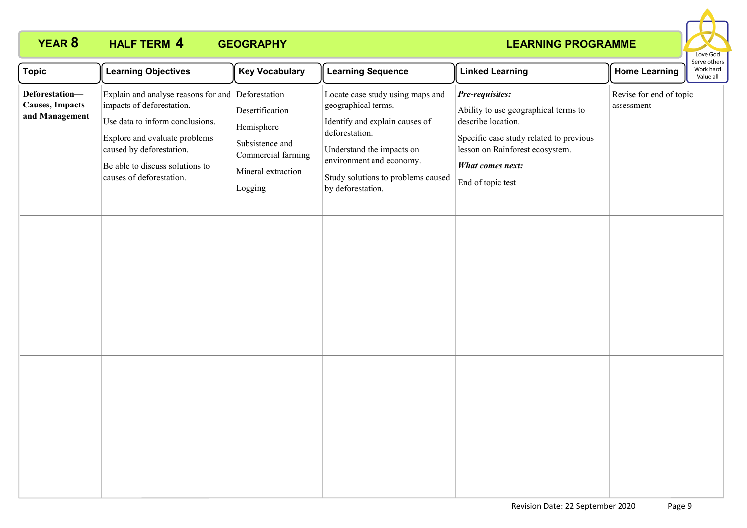# YEAR 8 HALF TERM 4 GEOGRAPHY LEARNING PROGRAMME

Love God
Serve others
Work hard
Value all

| Topic | Learning Objectives | Key Vocabulary | Learning Sequence | Linked Learning | Home Learning |
|---|---|---|---|---|---|
| **Deforestation—Causes, Impacts and Management** | Explain and analyse reasons for and impacts of deforestation.<br><br>Use data to inform conclusions.<br><br>Explore and evaluate problems caused by deforestation.<br><br>Be able to discuss solutions to causes of deforestation. | Deforestation<br><br>Desertification<br><br>Hemisphere<br><br>Subsistence and Commercial farming<br><br>Mineral extraction<br><br>Logging | Locate case study using maps and geographical terms.<br><br>Identify and explain causes of deforestation.<br><br>Understand the impacts on environment and economy.<br><br>Study solutions to problems caused by deforestation. | ***Pre-requisites:***<br><br>Ability to use geographical terms to describe location.<br><br>Specific case study related to previous lesson on Rainforest ecosystem.<br><br>***What comes next:***<br><br>End of topic test | Revise for end of topic assessment |
| | | | | | |
| | | | | | |

Revision Date: 22 September 2020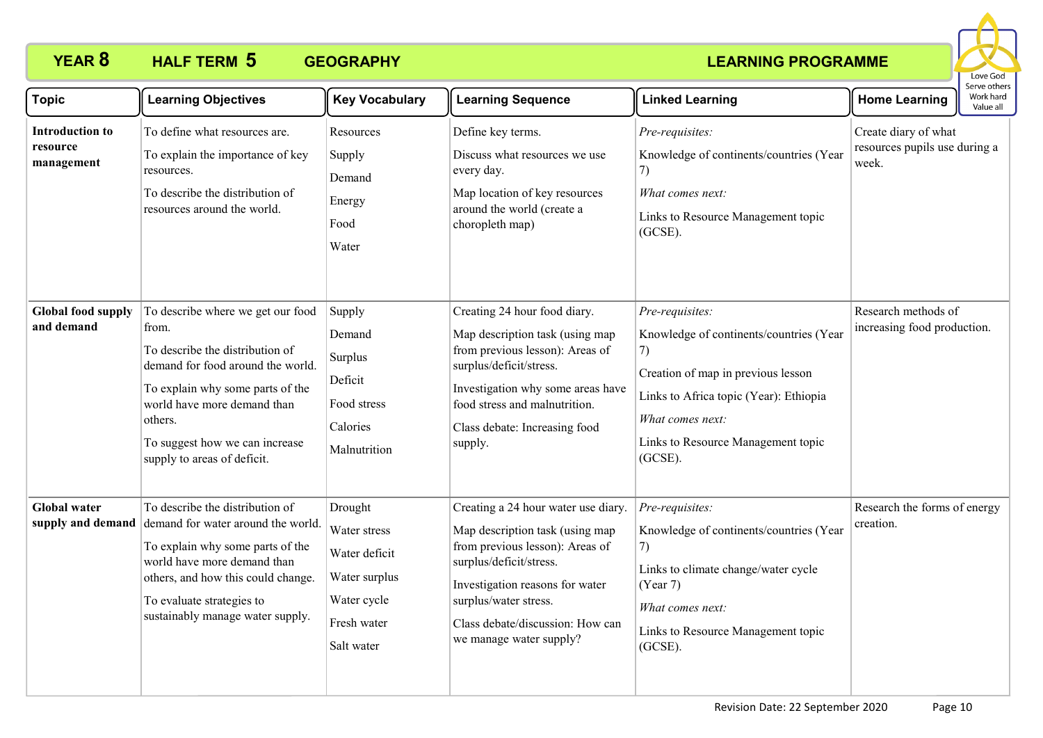# YEAR 8 HALF TERM 5 GEOGRAPHY — LEARNING PROGRAMME

Love God
Serve others
Work hard
Value all

| Topic | Learning Objectives | Key Vocabulary | Learning Sequence | Linked Learning | Home Learning |
|---|---|---|---|---|---|
| **Introduction to resource management** | To define what resources are.<br>To explain the importance of key resources.<br>To describe the distribution of resources around the world. | Resources<br>Supply<br>Demand<br>Energy<br>Food<br>Water | Define key terms.<br>Discuss what resources we use every day.<br>Map location of key resources around the world (create a choropleth map) | *Pre-requisites:*<br>Knowledge of continents/countries (Year 7)<br>*What comes next:*<br>Links to Resource Management topic (GCSE). | Create diary of what resources pupils use during a week. |
| **Global food supply and demand** | To describe where we get our food from.<br>To describe the distribution of demand for food around the world.<br>To explain why some parts of the world have more demand than others.<br>To suggest how we can increase supply to areas of deficit. | Supply<br>Demand<br>Surplus<br>Deficit<br>Food stress<br>Calories<br>Malnutrition | Creating 24 hour food diary.<br>Map description task (using map from previous lesson): Areas of surplus/deficit/stress.<br>Investigation why some areas have food stress and malnutrition.<br>Class debate: Increasing food supply. | *Pre-requisites:*<br>Knowledge of continents/countries (Year 7)<br>Creation of map in previous lesson<br>Links to Africa topic (Year): Ethiopia<br>*What comes next:*<br>Links to Resource Management topic (GCSE). | Research methods of increasing food production. |
| **Global water supply and demand** | To describe the distribution of demand for water around the world.<br>To explain why some parts of the world have more demand than others, and how this could change.<br>To evaluate strategies to sustainably manage water supply. | Drought<br>Water stress<br>Water deficit<br>Water surplus<br>Water cycle<br>Fresh water<br>Salt water | Creating a 24 hour water use diary.<br>Map description task (using map from previous lesson): Areas of surplus/deficit/stress.<br>Investigation reasons for water surplus/water stress.<br>Class debate/discussion: How can we manage water supply? | *Pre-requisites:*<br>Knowledge of continents/countries (Year 7)<br>Links to climate change/water cycle (Year 7)<br>*What comes next:*<br>Links to Resource Management topic (GCSE). | Research the forms of energy creation. |

Revision Date: 22 September 2020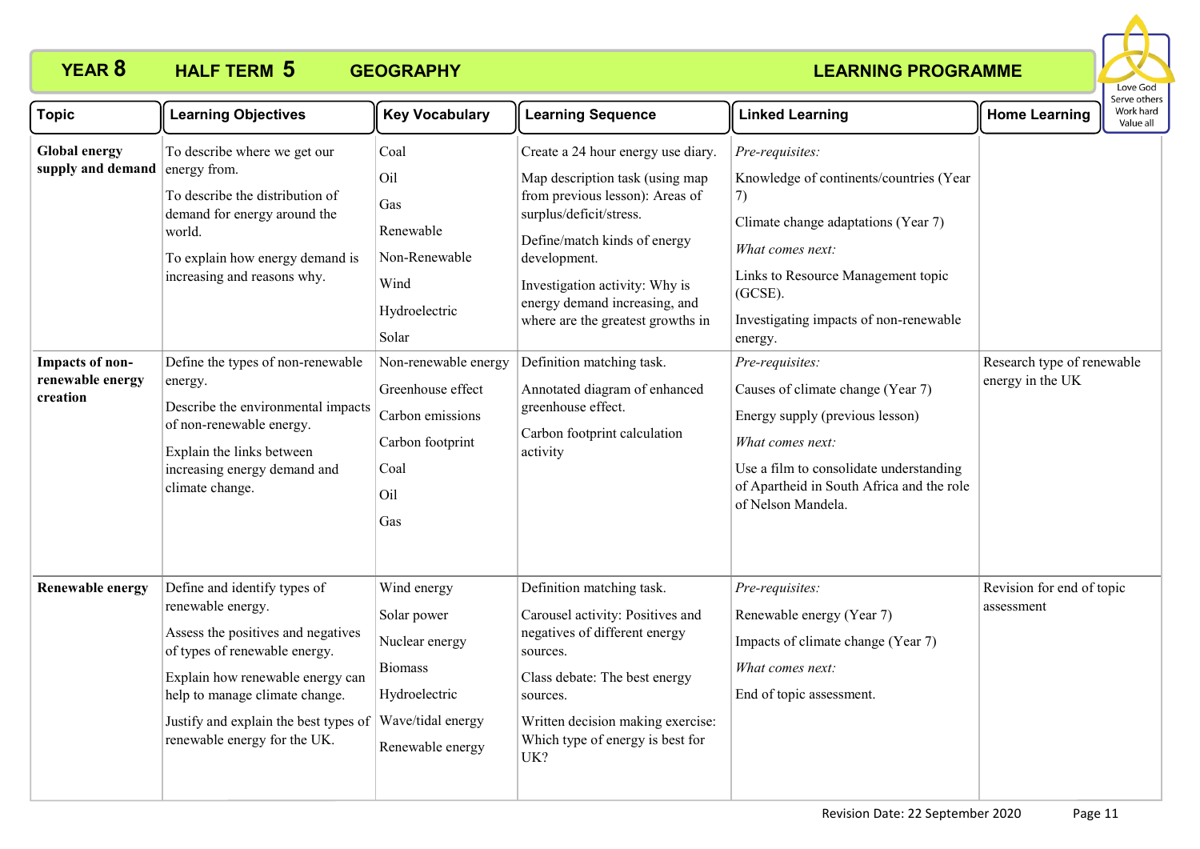# YEAR 8 HALF TERM 5 GEOGRAPHY LEARNING PROGRAMME

Love God
Serve others
Work hard
Value all

| Topic | Learning Objectives | Key Vocabulary | Learning Sequence | Linked Learning | Home Learning |
|---|---|---|---|---|---|
| **Global energy supply and demand** | To describe where we get our energy from.<br><br>To describe the distribution of demand for energy around the world.<br><br>To explain how energy demand is increasing and reasons why. | Coal<br>Oil<br>Gas<br>Renewable<br>Non-Renewable<br>Wind<br>Hydroelectric<br>Solar | Create a 24 hour energy use diary.<br><br>Map description task (using map from previous lesson): Areas of surplus/deficit/stress.<br><br>Define/match kinds of energy development.<br><br>Investigation activity: Why is energy demand increasing, and where are the greatest growths in | *Pre-requisites:*<br>Knowledge of continents/countries (Year 7)<br>Climate change adaptations (Year 7)<br>*What comes next:*<br>Links to Resource Management topic (GCSE).<br>Investigating impacts of non-renewable energy. | |
| **Impacts of non-renewable energy creation** | Define the types of non-renewable energy.<br><br>Describe the environmental impacts of non-renewable energy.<br><br>Explain the links between increasing energy demand and climate change. | Non-renewable energy<br>Greenhouse effect<br>Carbon emissions<br>Carbon footprint<br>Coal<br>Oil<br>Gas | Definition matching task.<br><br>Annotated diagram of enhanced greenhouse effect.<br><br>Carbon footprint calculation activity | *Pre-requisites:*<br>Causes of climate change (Year 7)<br>Energy supply (previous lesson)<br>*What comes next:*<br>Use a film to consolidate understanding of Apartheid in South Africa and the role of Nelson Mandela. | Research type of renewable energy in the UK |
| **Renewable energy** | Define and identify types of renewable energy.<br><br>Assess the positives and negatives of types of renewable energy.<br><br>Explain how renewable energy can help to manage climate change.<br><br>Justify and explain the best types of renewable energy for the UK. | Wind energy<br>Solar power<br>Nuclear energy<br>Biomass<br>Hydroelectric<br>Wave/tidal energy<br>Renewable energy | Definition matching task.<br><br>Carousel activity: Positives and negatives of different energy sources.<br><br>Class debate: The best energy sources.<br><br>Written decision making exercise: Which type of energy is best for UK? | *Pre-requisites:*<br>Renewable energy (Year 7)<br>Impacts of climate change (Year 7)<br>*What comes next:*<br>End of topic assessment. | Revision for end of topic assessment |

Revision Date: 22 September 2020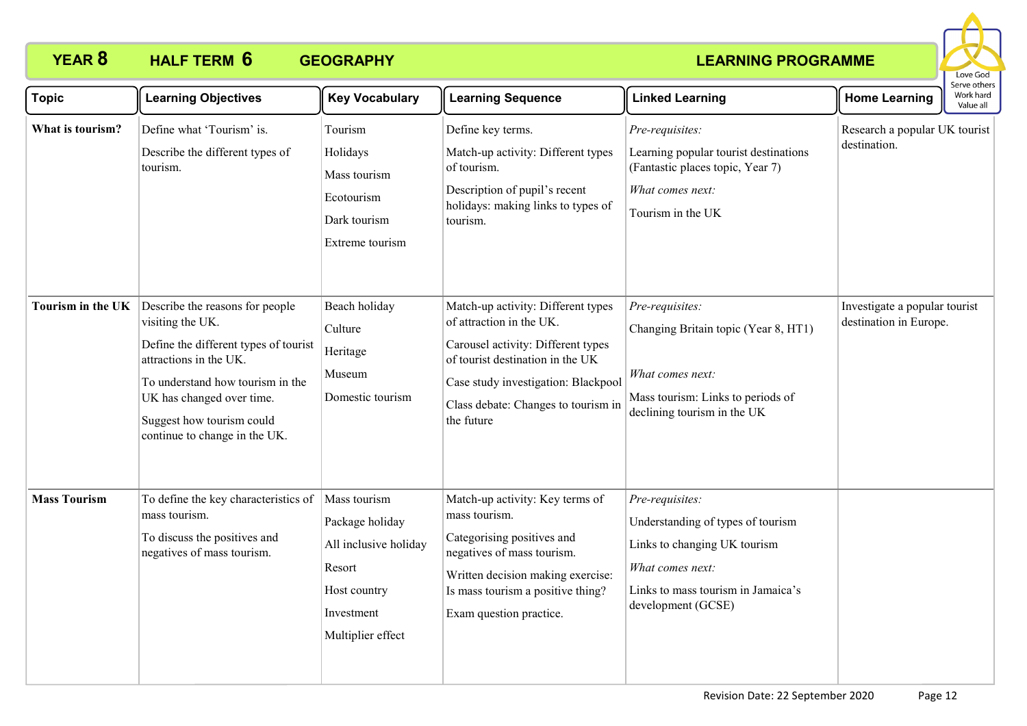# YEAR 8 HALF TERM 6 GEOGRAPHY LEARNING PROGRAMME

Love God
Serve others
Work hard
Value all

| Topic | Learning Objectives | Key Vocabulary | Learning Sequence | Linked Learning | Home Learning |
|---|---|---|---|---|---|
| **What is tourism?** | Define what 'Tourism' is.<br><br>Describe the different types of tourism. | Tourism<br>Holidays<br>Mass tourism<br>Ecotourism<br>Dark tourism<br>Extreme tourism | Define key terms.<br><br>Match-up activity: Different types of tourism.<br><br>Description of pupil's recent holidays: making links to types of tourism. | *Pre-requisites:*<br>Learning popular tourist destinations (Fantastic places topic, Year 7)<br>*What comes next:*<br>Tourism in the UK | Research a popular UK tourist destination. |
| **Tourism in the UK** | Describe the reasons for people visiting the UK.<br><br>Define the different types of tourist attractions in the UK.<br><br>To understand how tourism in the UK has changed over time.<br><br>Suggest how tourism could continue to change in the UK. | Beach holiday<br>Culture<br>Heritage<br>Museum<br>Domestic tourism | Match-up activity: Different types of attraction in the UK.<br><br>Carousel activity: Different types of tourist destination in the UK<br><br>Case study investigation: Blackpool<br><br>Class debate: Changes to tourism in the future | *Pre-requisites:*<br>Changing Britain topic (Year 8, HT1)<br>*What comes next:*<br>Mass tourism: Links to periods of declining tourism in the UK | Investigate a popular tourist destination in Europe. |
| **Mass Tourism** | To define the key characteristics of mass tourism.<br><br>To discuss the positives and negatives of mass tourism. | Mass tourism<br>Package holiday<br>All inclusive holiday<br>Resort<br>Host country<br>Investment<br>Multiplier effect | Match-up activity: Key terms of mass tourism.<br><br>Categorising positives and negatives of mass tourism.<br><br>Written decision making exercise: Is mass tourism a positive thing?<br><br>Exam question practice. | *Pre-requisites:*<br>Understanding of types of tourism<br>Links to changing UK tourism<br>*What comes next:*<br>Links to mass tourism in Jamaica's development (GCSE) | |

Revision Date: 22 September 2020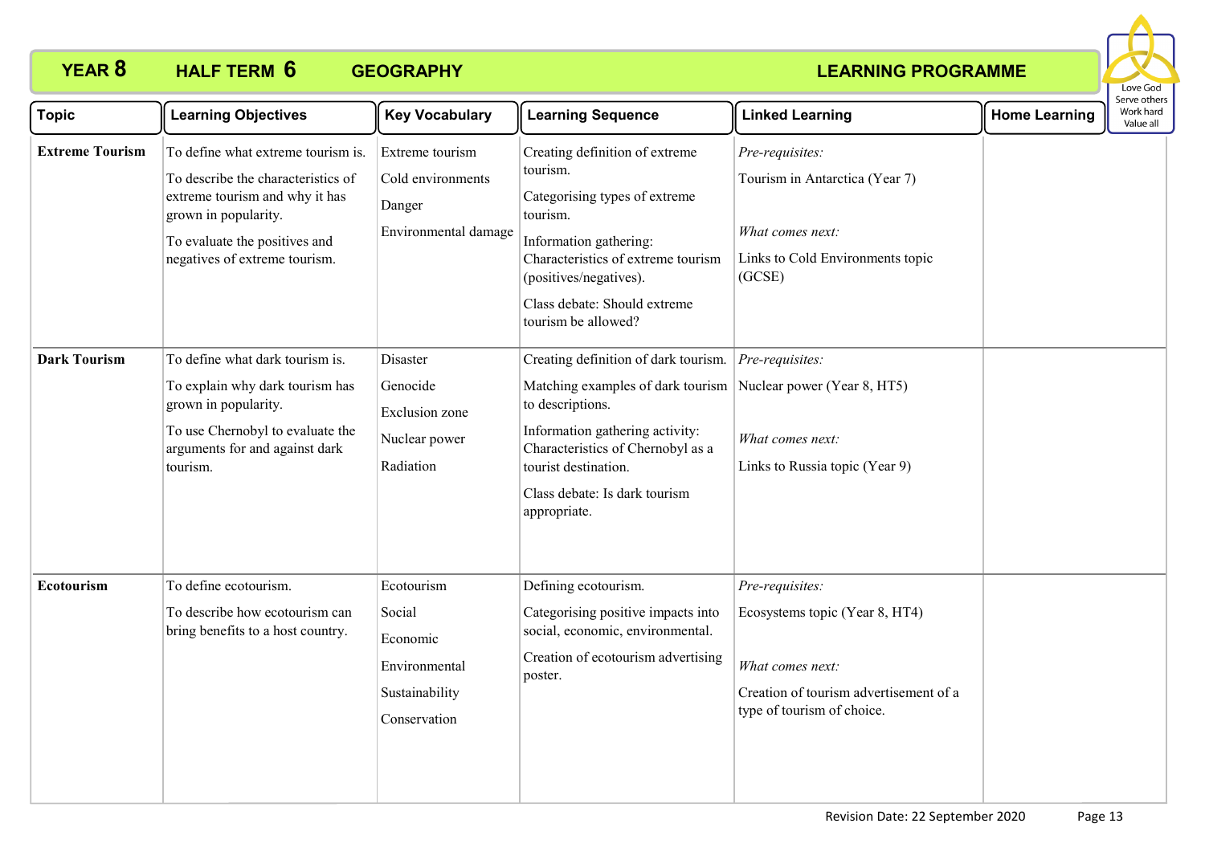# YEAR 8 HALF TERM 6 GEOGRAPHY LEARNING PROGRAMME

| Topic | Learning Objectives | Key Vocabulary | Learning Sequence | Linked Learning | Home Learning |
|---|---|---|---|---|---|
| **Extreme Tourism** | To define what extreme tourism is.<br><br>To describe the characteristics of extreme tourism and why it has grown in popularity.<br><br>To evaluate the positives and negatives of extreme tourism. | Extreme tourism<br><br>Cold environments<br><br>Danger<br><br>Environmental damage | Creating definition of extreme tourism.<br><br>Categorising types of extreme tourism.<br><br>Information gathering: Characteristics of extreme tourism (positives/negatives).<br><br>Class debate: Should extreme tourism be allowed? | *Pre-requisites:*<br><br>Tourism in Antarctica (Year 7)<br><br>*What comes next:*<br><br>Links to Cold Environments topic (GCSE) | |
| **Dark Tourism** | To define what dark tourism is.<br><br>To explain why dark tourism has grown in popularity.<br><br>To use Chernobyl to evaluate the arguments for and against dark tourism. | Disaster<br><br>Genocide<br><br>Exclusion zone<br><br>Nuclear power<br><br>Radiation | Creating definition of dark tourism.<br><br>Matching examples of dark tourism to descriptions.<br><br>Information gathering activity: Characteristics of Chernobyl as a tourist destination.<br><br>Class debate: Is dark tourism appropriate. | *Pre-requisites:*<br><br>Nuclear power (Year 8, HT5)<br><br>*What comes next:*<br><br>Links to Russia topic (Year 9) | |
| **Ecotourism** | To define ecotourism.<br><br>To describe how ecotourism can bring benefits to a host country. | Ecotourism<br><br>Social<br><br>Economic<br><br>Environmental<br><br>Sustainability<br><br>Conservation | Defining ecotourism.<br><br>Categorising positive impacts into social, economic, environmental.<br><br>Creation of ecotourism advertising poster. | *Pre-requisites:*<br><br>Ecosystems topic (Year 8, HT4)<br><br>*What comes next:*<br><br>Creation of tourism advertisement of a type of tourism of choice. | |

Revision Date: 22 September 2020